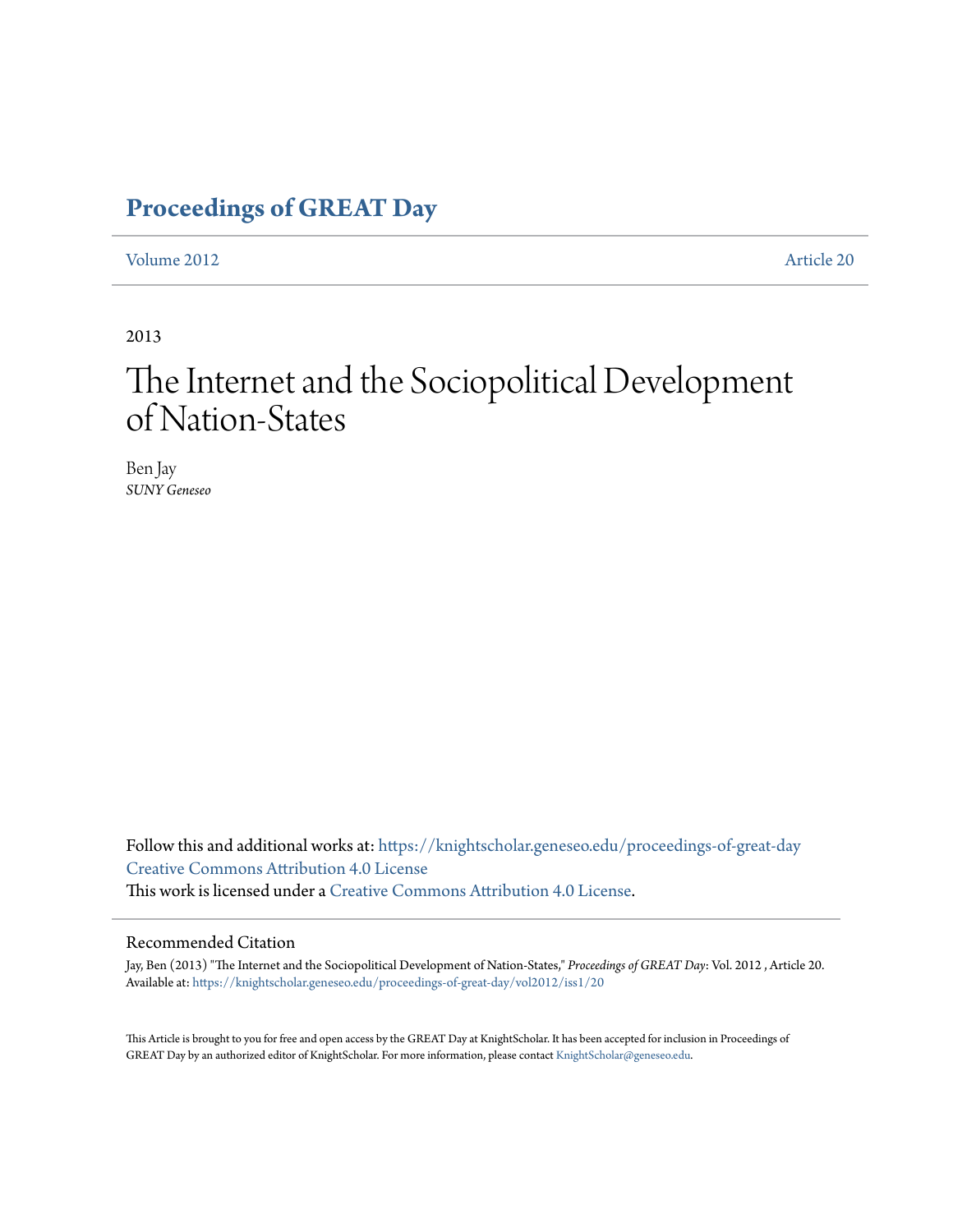# Proceedings of GREAT Day

Volume 2012 Article 20

2013

# The Internet and the Sociopolitical Development of Nation-States

Ben Jay
*SUNY Geneseo*

Follow this and additional works at: https://knightscholar.geneseo.edu/proceedings-of-great-day
Creative Commons Attribution 4.0 License
This work is licensed under a Creative Commons Attribution 4.0 License.

## Recommended Citation

Jay, Ben (2013) "The Internet and the Sociopolitical Development of Nation-States," *Proceedings of GREAT Day*: Vol. 2012 , Article 20.
Available at: https://knightscholar.geneseo.edu/proceedings-of-great-day/vol2012/iss1/20

This Article is brought to you for free and open access by the GREAT Day at KnightScholar. It has been accepted for inclusion in Proceedings of GREAT Day by an authorized editor of KnightScholar. For more information, please contact KnightScholar@geneseo.edu.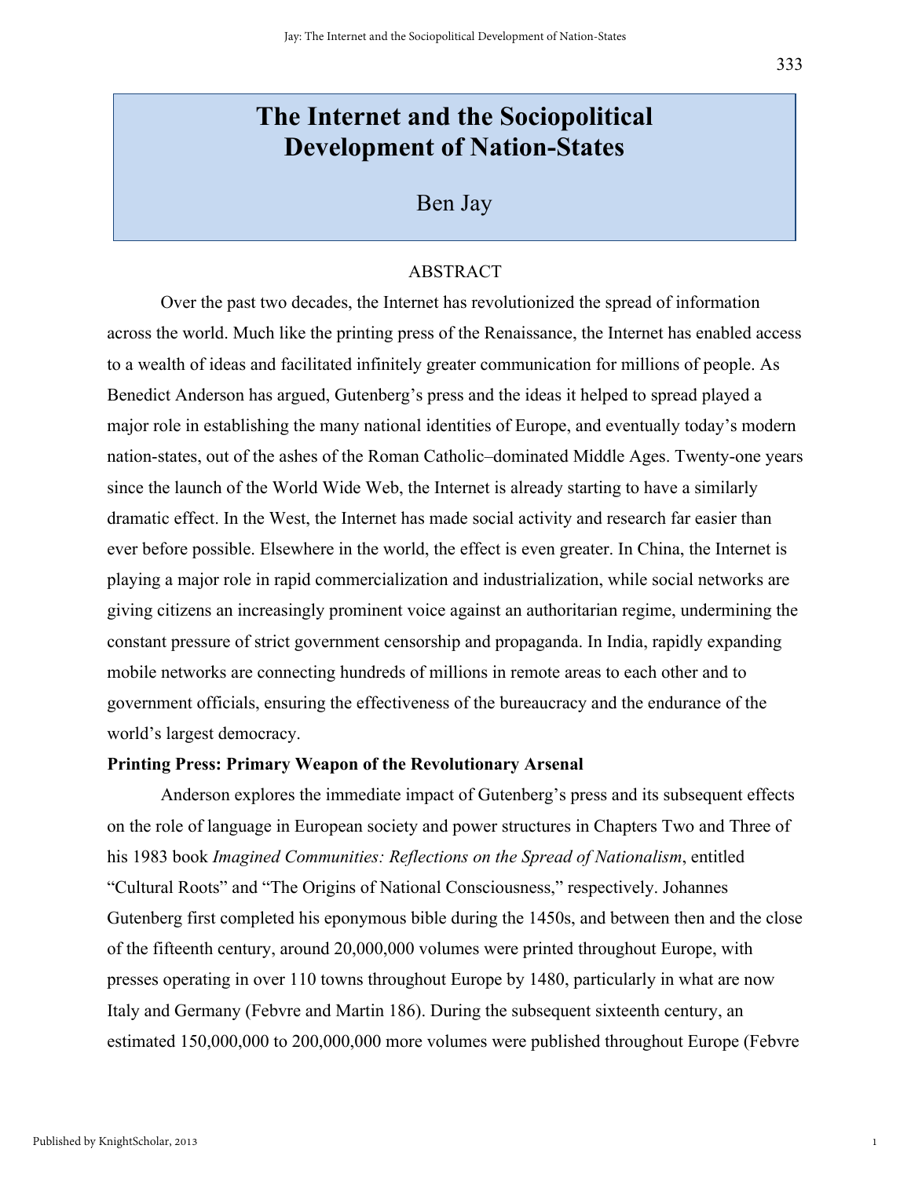# The Internet and the Sociopolitical Development of Nation-States

Ben Jay

## ABSTRACT

Over the past two decades, the Internet has revolutionized the spread of information across the world. Much like the printing press of the Renaissance, the Internet has enabled access to a wealth of ideas and facilitated infinitely greater communication for millions of people. As Benedict Anderson has argued, Gutenberg's press and the ideas it helped to spread played a major role in establishing the many national identities of Europe, and eventually today's modern nation-states, out of the ashes of the Roman Catholic–dominated Middle Ages. Twenty-one years since the launch of the World Wide Web, the Internet is already starting to have a similarly dramatic effect. In the West, the Internet has made social activity and research far easier than ever before possible. Elsewhere in the world, the effect is even greater. In China, the Internet is playing a major role in rapid commercialization and industrialization, while social networks are giving citizens an increasingly prominent voice against an authoritarian regime, undermining the constant pressure of strict government censorship and propaganda. In India, rapidly expanding mobile networks are connecting hundreds of millions in remote areas to each other and to government officials, ensuring the effectiveness of the bureaucracy and the endurance of the world's largest democracy.

**Printing Press: Primary Weapon of the Revolutionary Arsenal**

Anderson explores the immediate impact of Gutenberg's press and its subsequent effects on the role of language in European society and power structures in Chapters Two and Three of his 1983 book *Imagined Communities: Reflections on the Spread of Nationalism*, entitled "Cultural Roots" and "The Origins of National Consciousness," respectively. Johannes Gutenberg first completed his eponymous bible during the 1450s, and between then and the close of the fifteenth century, around 20,000,000 volumes were printed throughout Europe, with presses operating in over 110 towns throughout Europe by 1480, particularly in what are now Italy and Germany (Febvre and Martin 186). During the subsequent sixteenth century, an estimated 150,000,000 to 200,000,000 more volumes were published throughout Europe (Febvre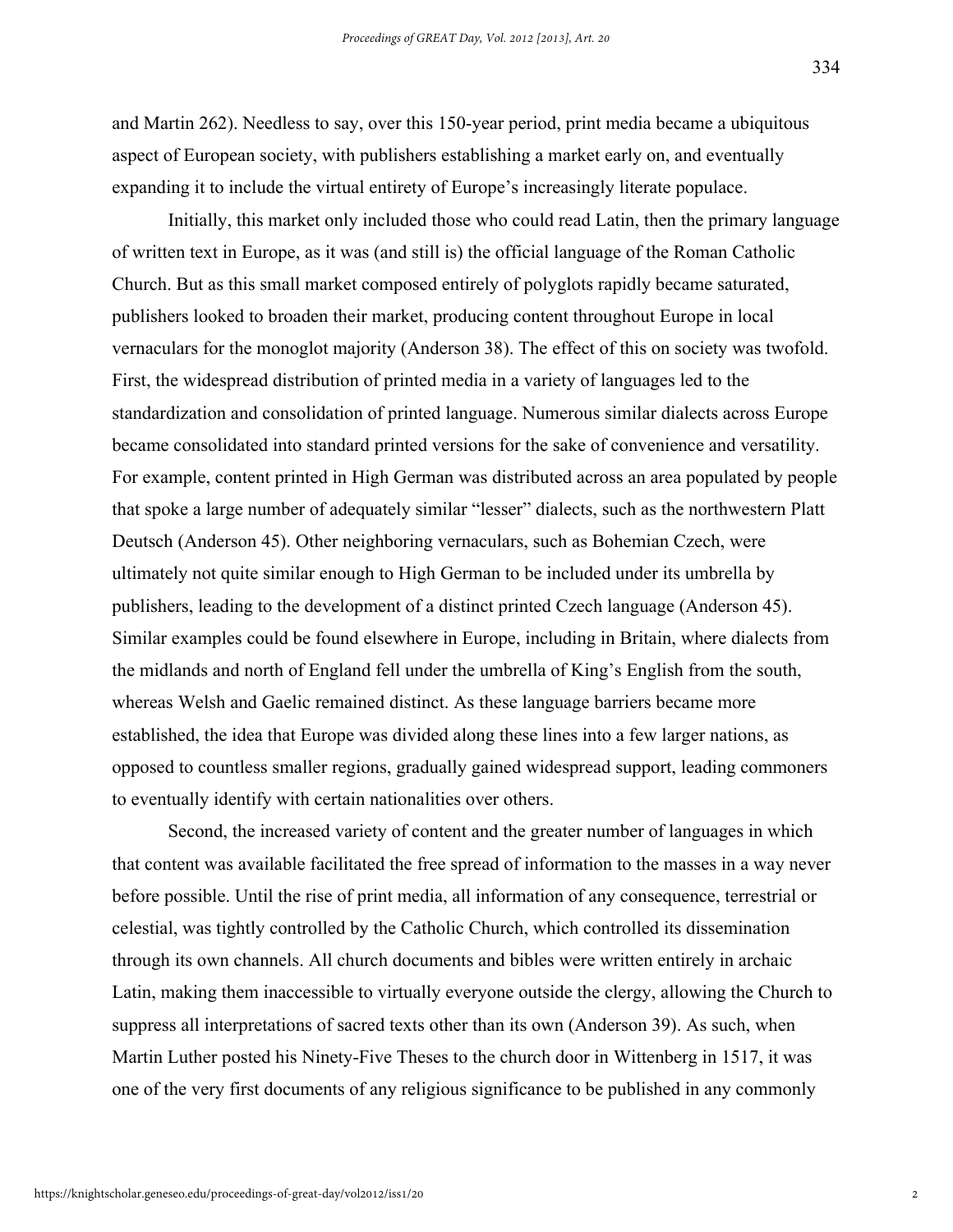and Martin 262). Needless to say, over this 150-year period, print media became a ubiquitous aspect of European society, with publishers establishing a market early on, and eventually expanding it to include the virtual entirety of Europe's increasingly literate populace.

Initially, this market only included those who could read Latin, then the primary language of written text in Europe, as it was (and still is) the official language of the Roman Catholic Church. But as this small market composed entirely of polyglots rapidly became saturated, publishers looked to broaden their market, producing content throughout Europe in local vernaculars for the monoglot majority (Anderson 38). The effect of this on society was twofold. First, the widespread distribution of printed media in a variety of languages led to the standardization and consolidation of printed language. Numerous similar dialects across Europe became consolidated into standard printed versions for the sake of convenience and versatility. For example, content printed in High German was distributed across an area populated by people that spoke a large number of adequately similar "lesser" dialects, such as the northwestern Platt Deutsch (Anderson 45). Other neighboring vernaculars, such as Bohemian Czech, were ultimately not quite similar enough to High German to be included under its umbrella by publishers, leading to the development of a distinct printed Czech language (Anderson 45). Similar examples could be found elsewhere in Europe, including in Britain, where dialects from the midlands and north of England fell under the umbrella of King's English from the south, whereas Welsh and Gaelic remained distinct. As these language barriers became more established, the idea that Europe was divided along these lines into a few larger nations, as opposed to countless smaller regions, gradually gained widespread support, leading commoners to eventually identify with certain nationalities over others.

Second, the increased variety of content and the greater number of languages in which that content was available facilitated the free spread of information to the masses in a way never before possible. Until the rise of print media, all information of any consequence, terrestrial or celestial, was tightly controlled by the Catholic Church, which controlled its dissemination through its own channels. All church documents and bibles were written entirely in archaic Latin, making them inaccessible to virtually everyone outside the clergy, allowing the Church to suppress all interpretations of sacred texts other than its own (Anderson 39). As such, when Martin Luther posted his Ninety-Five Theses to the church door in Wittenberg in 1517, it was one of the very first documents of any religious significance to be published in any commonly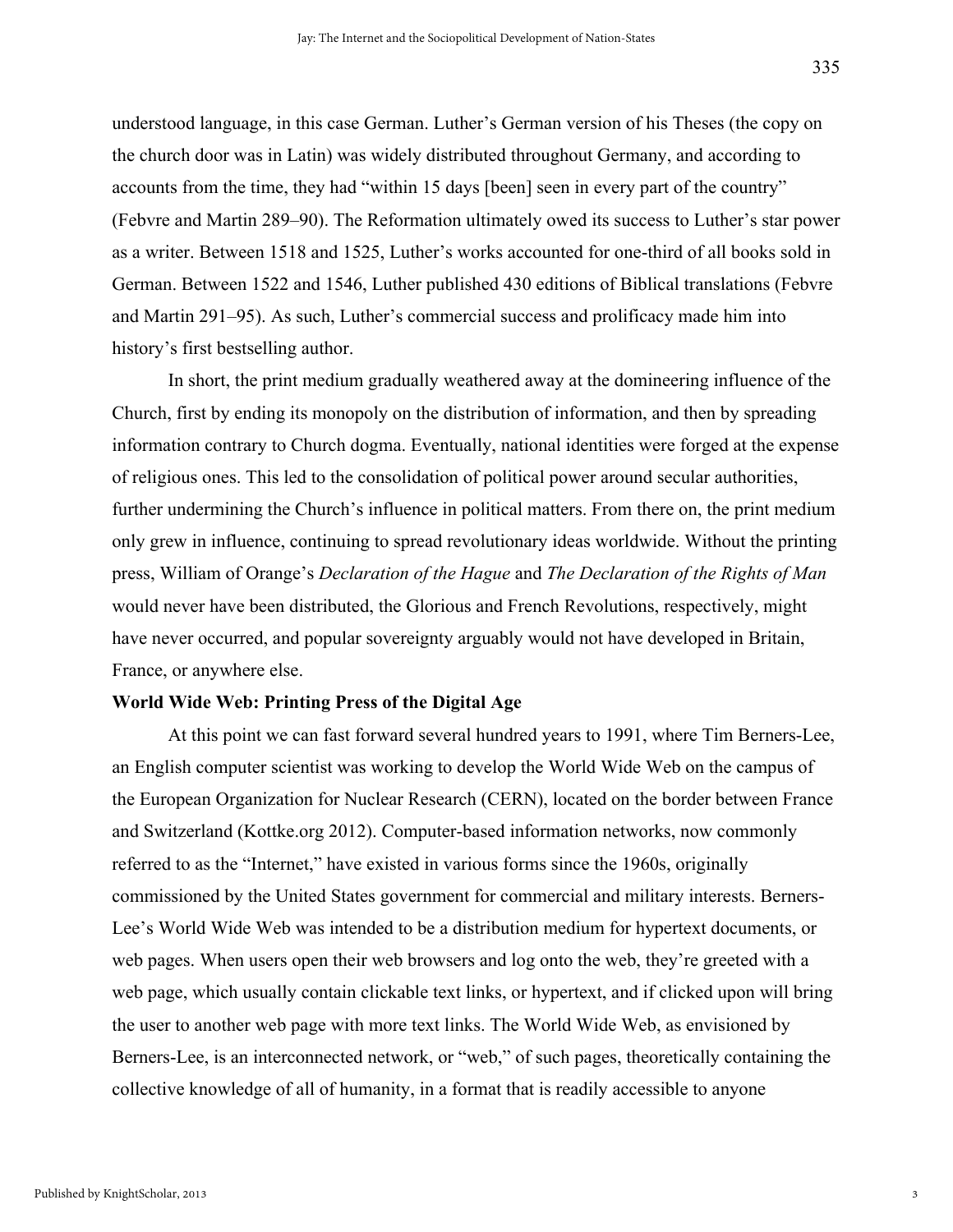understood language, in this case German. Luther's German version of his Theses (the copy on the church door was in Latin) was widely distributed throughout Germany, and according to accounts from the time, they had "within 15 days [been] seen in every part of the country" (Febvre and Martin 289–90). The Reformation ultimately owed its success to Luther's star power as a writer. Between 1518 and 1525, Luther's works accounted for one-third of all books sold in German. Between 1522 and 1546, Luther published 430 editions of Biblical translations (Febvre and Martin 291–95). As such, Luther's commercial success and prolificacy made him into history's first bestselling author.

In short, the print medium gradually weathered away at the domineering influence of the Church, first by ending its monopoly on the distribution of information, and then by spreading information contrary to Church dogma. Eventually, national identities were forged at the expense of religious ones. This led to the consolidation of political power around secular authorities, further undermining the Church's influence in political matters. From there on, the print medium only grew in influence, continuing to spread revolutionary ideas worldwide. Without the printing press, William of Orange's *Declaration of the Hague* and *The Declaration of the Rights of Man* would never have been distributed, the Glorious and French Revolutions, respectively, might have never occurred, and popular sovereignty arguably would not have developed in Britain, France, or anywhere else.

**World Wide Web: Printing Press of the Digital Age**

At this point we can fast forward several hundred years to 1991, where Tim Berners-Lee, an English computer scientist was working to develop the World Wide Web on the campus of the European Organization for Nuclear Research (CERN), located on the border between France and Switzerland (Kottke.org 2012). Computer-based information networks, now commonly referred to as the "Internet," have existed in various forms since the 1960s, originally commissioned by the United States government for commercial and military interests. Berners-Lee's World Wide Web was intended to be a distribution medium for hypertext documents, or web pages. When users open their web browsers and log onto the web, they're greeted with a web page, which usually contain clickable text links, or hypertext, and if clicked upon will bring the user to another web page with more text links. The World Wide Web, as envisioned by Berners-Lee, is an interconnected network, or "web," of such pages, theoretically containing the collective knowledge of all of humanity, in a format that is readily accessible to anyone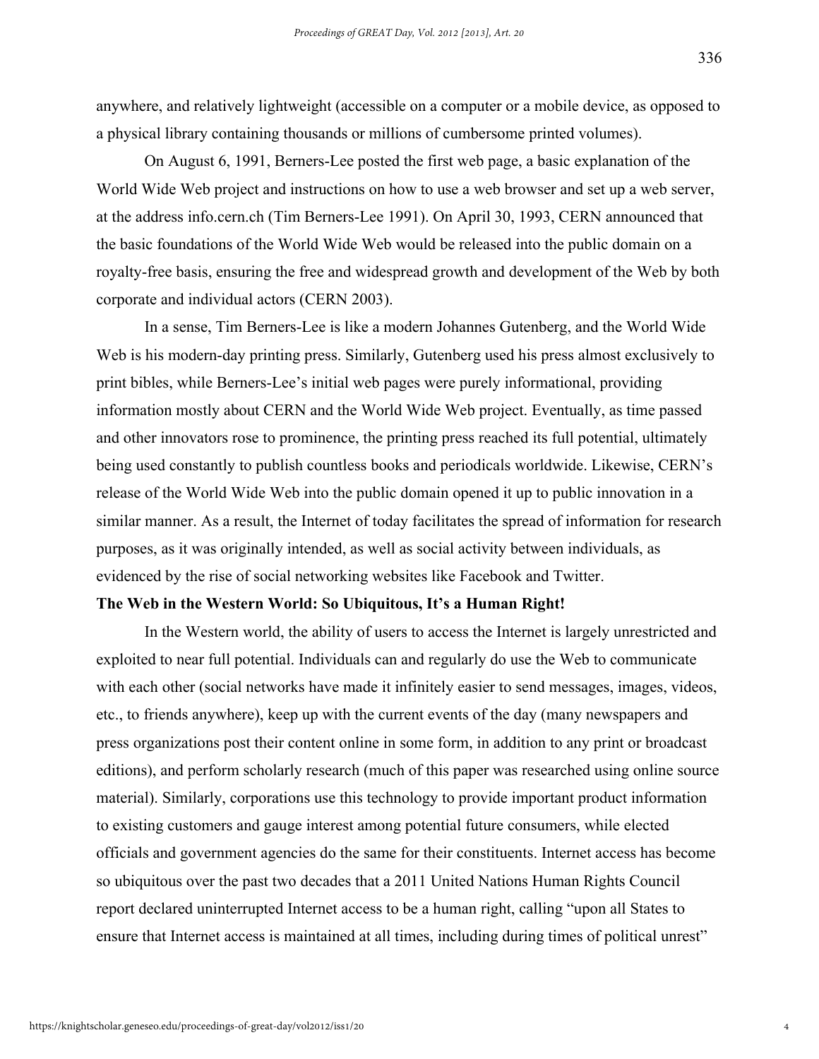anywhere, and relatively lightweight (accessible on a computer or a mobile device, as opposed to a physical library containing thousands or millions of cumbersome printed volumes).

On August 6, 1991, Berners-Lee posted the first web page, a basic explanation of the World Wide Web project and instructions on how to use a web browser and set up a web server, at the address info.cern.ch (Tim Berners-Lee 1991). On April 30, 1993, CERN announced that the basic foundations of the World Wide Web would be released into the public domain on a royalty-free basis, ensuring the free and widespread growth and development of the Web by both corporate and individual actors (CERN 2003).

In a sense, Tim Berners-Lee is like a modern Johannes Gutenberg, and the World Wide Web is his modern-day printing press. Similarly, Gutenberg used his press almost exclusively to print bibles, while Berners-Lee's initial web pages were purely informational, providing information mostly about CERN and the World Wide Web project. Eventually, as time passed and other innovators rose to prominence, the printing press reached its full potential, ultimately being used constantly to publish countless books and periodicals worldwide. Likewise, CERN's release of the World Wide Web into the public domain opened it up to public innovation in a similar manner. As a result, the Internet of today facilitates the spread of information for research purposes, as it was originally intended, as well as social activity between individuals, as evidenced by the rise of social networking websites like Facebook and Twitter.

**The Web in the Western World: So Ubiquitous, It's a Human Right!**

In the Western world, the ability of users to access the Internet is largely unrestricted and exploited to near full potential. Individuals can and regularly do use the Web to communicate with each other (social networks have made it infinitely easier to send messages, images, videos, etc., to friends anywhere), keep up with the current events of the day (many newspapers and press organizations post their content online in some form, in addition to any print or broadcast editions), and perform scholarly research (much of this paper was researched using online source material). Similarly, corporations use this technology to provide important product information to existing customers and gauge interest among potential future consumers, while elected officials and government agencies do the same for their constituents. Internet access has become so ubiquitous over the past two decades that a 2011 United Nations Human Rights Council report declared uninterrupted Internet access to be a human right, calling "upon all States to ensure that Internet access is maintained at all times, including during times of political unrest"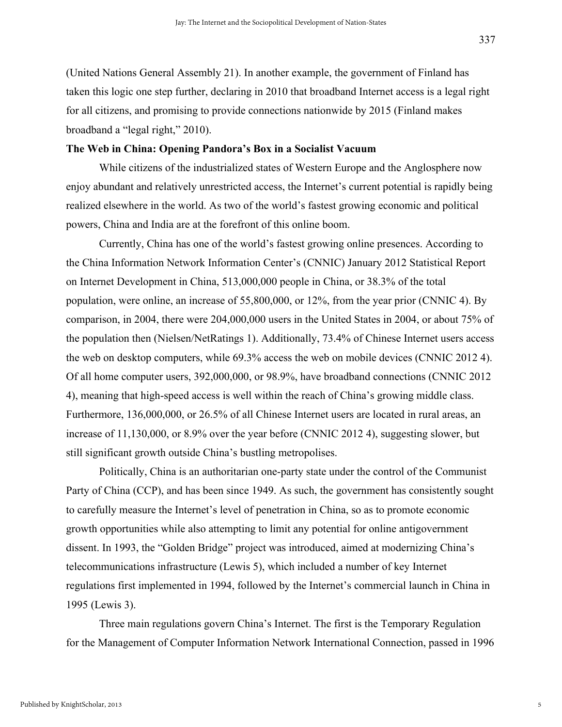(United Nations General Assembly 21). In another example, the government of Finland has taken this logic one step further, declaring in 2010 that broadband Internet access is a legal right for all citizens, and promising to provide connections nationwide by 2015 (Finland makes broadband a "legal right," 2010).

**The Web in China: Opening Pandora's Box in a Socialist Vacuum**

While citizens of the industrialized states of Western Europe and the Anglosphere now enjoy abundant and relatively unrestricted access, the Internet's current potential is rapidly being realized elsewhere in the world. As two of the world's fastest growing economic and political powers, China and India are at the forefront of this online boom.

Currently, China has one of the world's fastest growing online presences. According to the China Information Network Information Center's (CNNIC) January 2012 Statistical Report on Internet Development in China, 513,000,000 people in China, or 38.3% of the total population, were online, an increase of 55,800,000, or 12%, from the year prior (CNNIC 4). By comparison, in 2004, there were 204,000,000 users in the United States in 2004, or about 75% of the population then (Nielsen/NetRatings 1). Additionally, 73.4% of Chinese Internet users access the web on desktop computers, while 69.3% access the web on mobile devices (CNNIC 2012 4). Of all home computer users, 392,000,000, or 98.9%, have broadband connections (CNNIC 2012 4), meaning that high-speed access is well within the reach of China's growing middle class. Furthermore, 136,000,000, or 26.5% of all Chinese Internet users are located in rural areas, an increase of 11,130,000, or 8.9% over the year before (CNNIC 2012 4), suggesting slower, but still significant growth outside China's bustling metropolises.

Politically, China is an authoritarian one-party state under the control of the Communist Party of China (CCP), and has been since 1949. As such, the government has consistently sought to carefully measure the Internet's level of penetration in China, so as to promote economic growth opportunities while also attempting to limit any potential for online antigovernment dissent. In 1993, the "Golden Bridge" project was introduced, aimed at modernizing China's telecommunications infrastructure (Lewis 5), which included a number of key Internet regulations first implemented in 1994, followed by the Internet's commercial launch in China in 1995 (Lewis 3).

Three main regulations govern China's Internet. The first is the Temporary Regulation for the Management of Computer Information Network International Connection, passed in 1996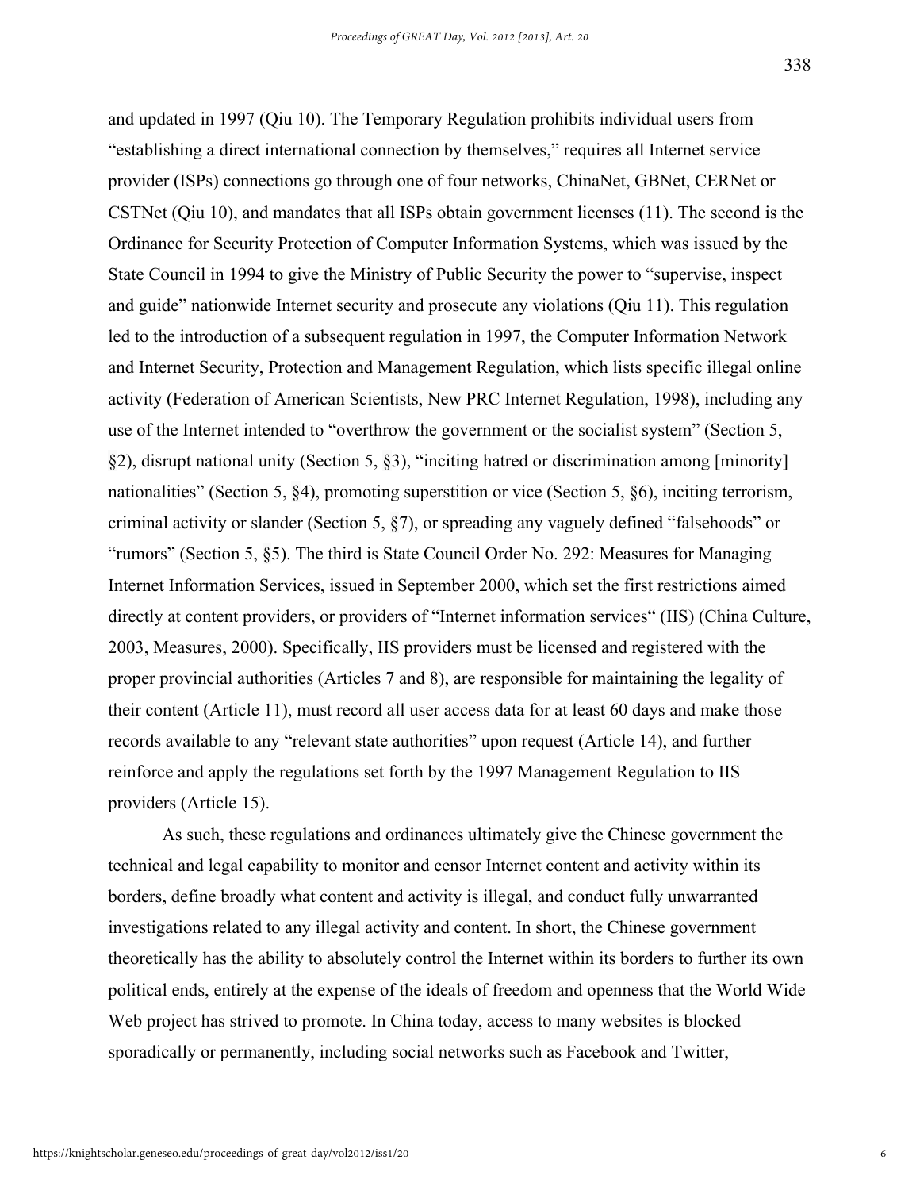and updated in 1997 (Qiu 10). The Temporary Regulation prohibits individual users from "establishing a direct international connection by themselves," requires all Internet service provider (ISPs) connections go through one of four networks, ChinaNet, GBNet, CERNet or CSTNet (Qiu 10), and mandates that all ISPs obtain government licenses (11). The second is the Ordinance for Security Protection of Computer Information Systems, which was issued by the State Council in 1994 to give the Ministry of Public Security the power to "supervise, inspect and guide" nationwide Internet security and prosecute any violations (Qiu 11). This regulation led to the introduction of a subsequent regulation in 1997, the Computer Information Network and Internet Security, Protection and Management Regulation, which lists specific illegal online activity (Federation of American Scientists, New PRC Internet Regulation, 1998), including any use of the Internet intended to "overthrow the government or the socialist system" (Section 5, §2), disrupt national unity (Section 5, §3), "inciting hatred or discrimination among [minority] nationalities" (Section 5, §4), promoting superstition or vice (Section 5, §6), inciting terrorism, criminal activity or slander (Section 5, §7), or spreading any vaguely defined "falsehoods" or "rumors" (Section 5, §5). The third is State Council Order No. 292: Measures for Managing Internet Information Services, issued in September 2000, which set the first restrictions aimed directly at content providers, or providers of "Internet information services" (IIS) (China Culture, 2003, Measures, 2000). Specifically, IIS providers must be licensed and registered with the proper provincial authorities (Articles 7 and 8), are responsible for maintaining the legality of their content (Article 11), must record all user access data for at least 60 days and make those records available to any "relevant state authorities" upon request (Article 14), and further reinforce and apply the regulations set forth by the 1997 Management Regulation to IIS providers (Article 15).

As such, these regulations and ordinances ultimately give the Chinese government the technical and legal capability to monitor and censor Internet content and activity within its borders, define broadly what content and activity is illegal, and conduct fully unwarranted investigations related to any illegal activity and content. In short, the Chinese government theoretically has the ability to absolutely control the Internet within its borders to further its own political ends, entirely at the expense of the ideals of freedom and openness that the World Wide Web project has strived to promote. In China today, access to many websites is blocked sporadically or permanently, including social networks such as Facebook and Twitter,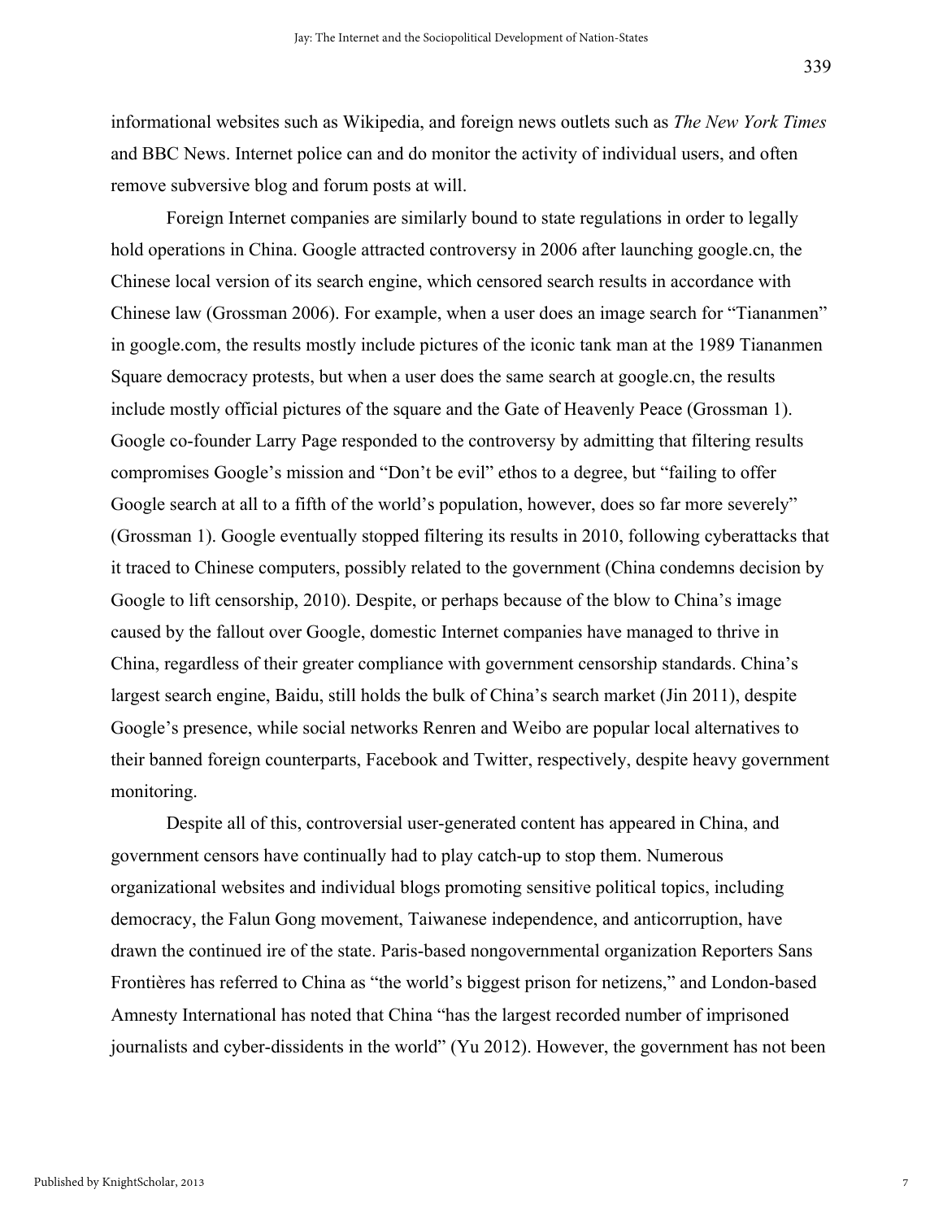informational websites such as Wikipedia, and foreign news outlets such as *The New York Times* and BBC News. Internet police can and do monitor the activity of individual users, and often remove subversive blog and forum posts at will.

Foreign Internet companies are similarly bound to state regulations in order to legally hold operations in China. Google attracted controversy in 2006 after launching google.cn, the Chinese local version of its search engine, which censored search results in accordance with Chinese law (Grossman 2006). For example, when a user does an image search for "Tiananmen" in google.com, the results mostly include pictures of the iconic tank man at the 1989 Tiananmen Square democracy protests, but when a user does the same search at google.cn, the results include mostly official pictures of the square and the Gate of Heavenly Peace (Grossman 1). Google co-founder Larry Page responded to the controversy by admitting that filtering results compromises Google's mission and "Don't be evil" ethos to a degree, but "failing to offer Google search at all to a fifth of the world's population, however, does so far more severely" (Grossman 1). Google eventually stopped filtering its results in 2010, following cyberattacks that it traced to Chinese computers, possibly related to the government (China condemns decision by Google to lift censorship, 2010). Despite, or perhaps because of the blow to China's image caused by the fallout over Google, domestic Internet companies have managed to thrive in China, regardless of their greater compliance with government censorship standards. China's largest search engine, Baidu, still holds the bulk of China's search market (Jin 2011), despite Google's presence, while social networks Renren and Weibo are popular local alternatives to their banned foreign counterparts, Facebook and Twitter, respectively, despite heavy government monitoring.

Despite all of this, controversial user-generated content has appeared in China, and government censors have continually had to play catch-up to stop them. Numerous organizational websites and individual blogs promoting sensitive political topics, including democracy, the Falun Gong movement, Taiwanese independence, and anticorruption, have drawn the continued ire of the state. Paris-based nongovernmental organization Reporters Sans Frontières has referred to China as "the world's biggest prison for netizens," and London-based Amnesty International has noted that China "has the largest recorded number of imprisoned journalists and cyber-dissidents in the world" (Yu 2012). However, the government has not been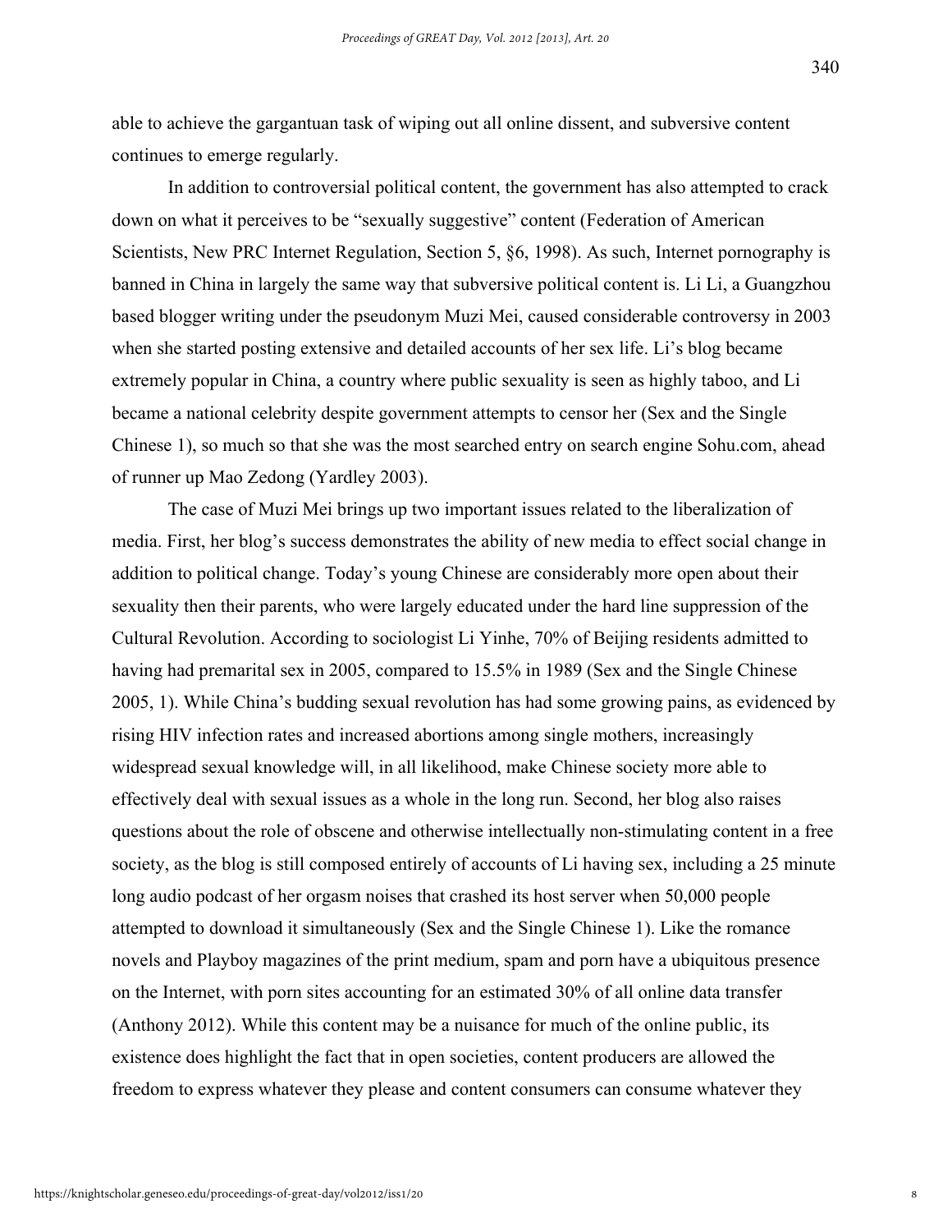able to achieve the gargantuan task of wiping out all online dissent, and subversive content continues to emerge regularly.

In addition to controversial political content, the government has also attempted to crack down on what it perceives to be "sexually suggestive" content (Federation of American Scientists, New PRC Internet Regulation, Section 5, §6, 1998). As such, Internet pornography is banned in China in largely the same way that subversive political content is. Li Li, a Guangzhou based blogger writing under the pseudonym Muzi Mei, caused considerable controversy in 2003 when she started posting extensive and detailed accounts of her sex life. Li's blog became extremely popular in China, a country where public sexuality is seen as highly taboo, and Li became a national celebrity despite government attempts to censor her (Sex and the Single Chinese 1), so much so that she was the most searched entry on search engine Sohu.com, ahead of runner up Mao Zedong (Yardley 2003).

The case of Muzi Mei brings up two important issues related to the liberalization of media. First, her blog's success demonstrates the ability of new media to effect social change in addition to political change. Today's young Chinese are considerably more open about their sexuality then their parents, who were largely educated under the hard line suppression of the Cultural Revolution. According to sociologist Li Yinhe, 70% of Beijing residents admitted to having had premarital sex in 2005, compared to 15.5% in 1989 (Sex and the Single Chinese 2005, 1). While China's budding sexual revolution has had some growing pains, as evidenced by rising HIV infection rates and increased abortions among single mothers, increasingly widespread sexual knowledge will, in all likelihood, make Chinese society more able to effectively deal with sexual issues as a whole in the long run. Second, her blog also raises questions about the role of obscene and otherwise intellectually non-stimulating content in a free society, as the blog is still composed entirely of accounts of Li having sex, including a 25 minute long audio podcast of her orgasm noises that crashed its host server when 50,000 people attempted to download it simultaneously (Sex and the Single Chinese 1). Like the romance novels and Playboy magazines of the print medium, spam and porn have a ubiquitous presence on the Internet, with porn sites accounting for an estimated 30% of all online data transfer (Anthony 2012). While this content may be a nuisance for much of the online public, its existence does highlight the fact that in open societies, content producers are allowed the freedom to express whatever they please and content consumers can consume whatever they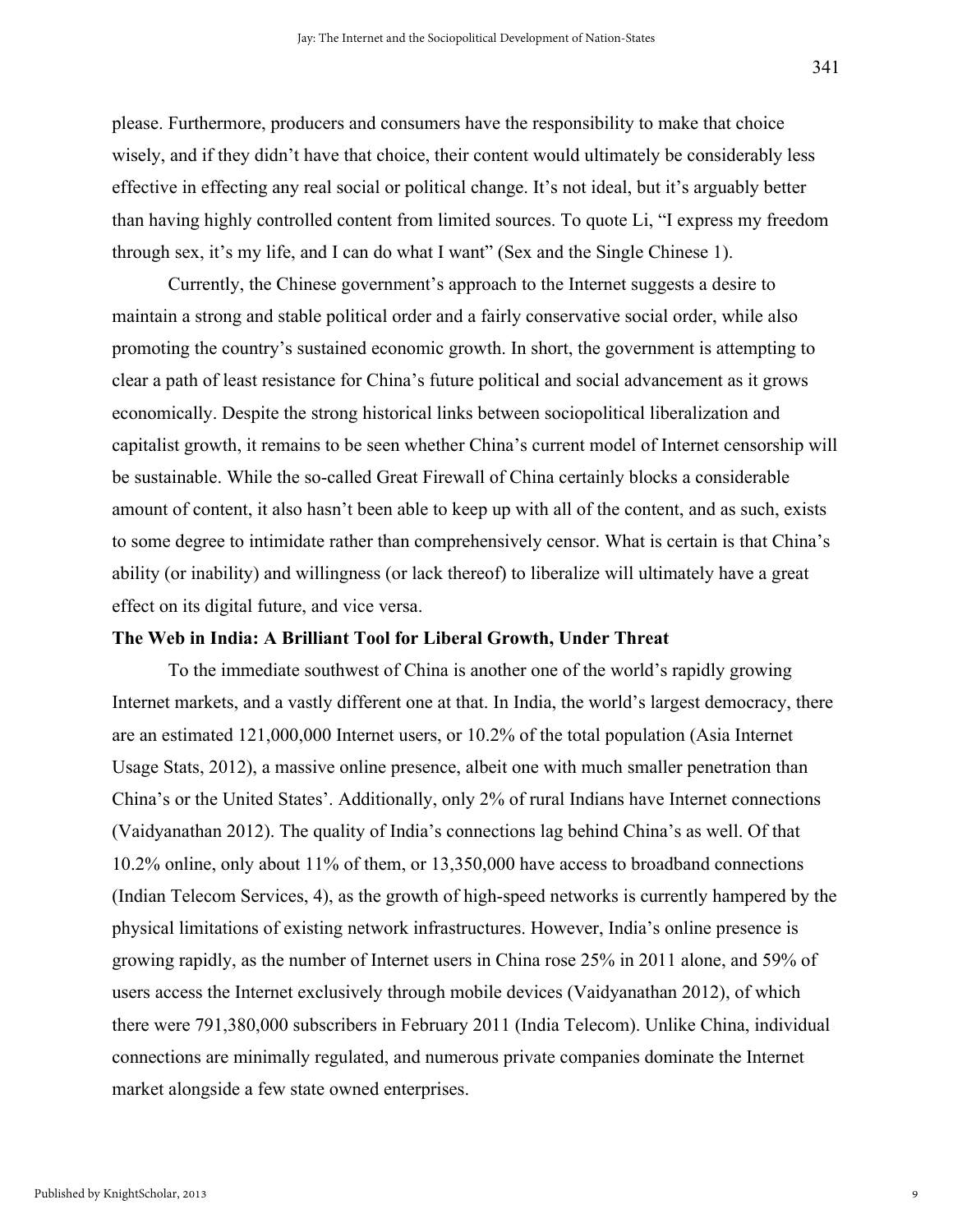please. Furthermore, producers and consumers have the responsibility to make that choice wisely, and if they didn't have that choice, their content would ultimately be considerably less effective in effecting any real social or political change. It's not ideal, but it's arguably better than having highly controlled content from limited sources. To quote Li, "I express my freedom through sex, it's my life, and I can do what I want" (Sex and the Single Chinese 1).

Currently, the Chinese government's approach to the Internet suggests a desire to maintain a strong and stable political order and a fairly conservative social order, while also promoting the country's sustained economic growth. In short, the government is attempting to clear a path of least resistance for China's future political and social advancement as it grows economically. Despite the strong historical links between sociopolitical liberalization and capitalist growth, it remains to be seen whether China's current model of Internet censorship will be sustainable. While the so-called Great Firewall of China certainly blocks a considerable amount of content, it also hasn't been able to keep up with all of the content, and as such, exists to some degree to intimidate rather than comprehensively censor. What is certain is that China's ability (or inability) and willingness (or lack thereof) to liberalize will ultimately have a great effect on its digital future, and vice versa.

**The Web in India: A Brilliant Tool for Liberal Growth, Under Threat**

To the immediate southwest of China is another one of the world's rapidly growing Internet markets, and a vastly different one at that. In India, the world's largest democracy, there are an estimated 121,000,000 Internet users, or 10.2% of the total population (Asia Internet Usage Stats, 2012), a massive online presence, albeit one with much smaller penetration than China's or the United States'. Additionally, only 2% of rural Indians have Internet connections (Vaidyanathan 2012). The quality of India's connections lag behind China's as well. Of that 10.2% online, only about 11% of them, or 13,350,000 have access to broadband connections (Indian Telecom Services, 4), as the growth of high-speed networks is currently hampered by the physical limitations of existing network infrastructures. However, India's online presence is growing rapidly, as the number of Internet users in China rose 25% in 2011 alone, and 59% of users access the Internet exclusively through mobile devices (Vaidyanathan 2012), of which there were 791,380,000 subscribers in February 2011 (India Telecom). Unlike China, individual connections are minimally regulated, and numerous private companies dominate the Internet market alongside a few state owned enterprises.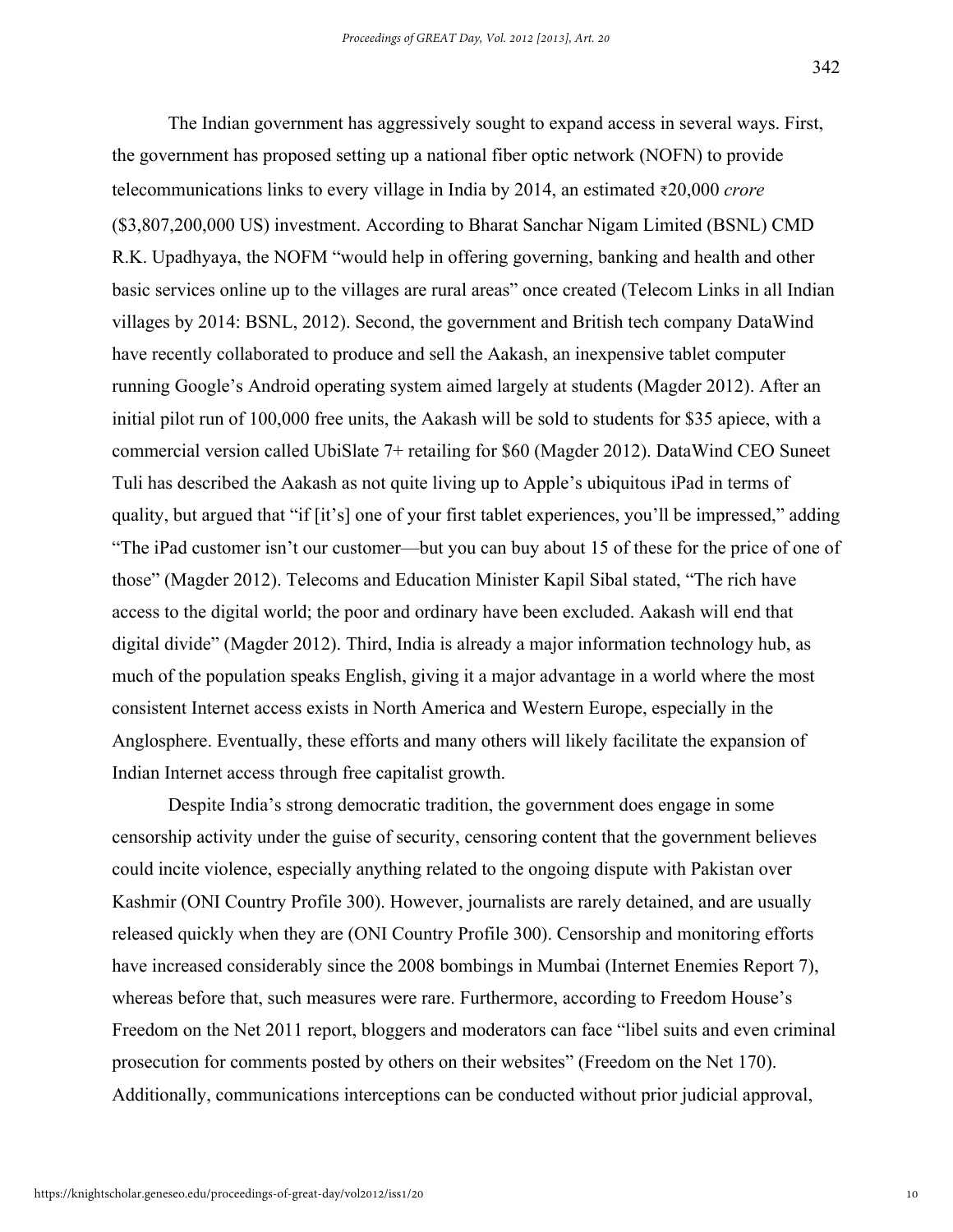The Indian government has aggressively sought to expand access in several ways. First, the government has proposed setting up a national fiber optic network (NOFN) to provide telecommunications links to every village in India by 2014, an estimated ₹20,000 *crore* ($3,807,200,000 US) investment. According to Bharat Sanchar Nigam Limited (BSNL) CMD R.K. Upadhyaya, the NOFM "would help in offering governing, banking and health and other basic services online up to the villages are rural areas" once created (Telecom Links in all Indian villages by 2014: BSNL, 2012). Second, the government and British tech company DataWind have recently collaborated to produce and sell the Aakash, an inexpensive tablet computer running Google's Android operating system aimed largely at students (Magder 2012). After an initial pilot run of 100,000 free units, the Aakash will be sold to students for $35 apiece, with a commercial version called UbiSlate 7+ retailing for $60 (Magder 2012). DataWind CEO Suneet Tuli has described the Aakash as not quite living up to Apple's ubiquitous iPad in terms of quality, but argued that "if [it's] one of your first tablet experiences, you'll be impressed," adding "The iPad customer isn't our customer—but you can buy about 15 of these for the price of one of those" (Magder 2012). Telecoms and Education Minister Kapil Sibal stated, "The rich have access to the digital world; the poor and ordinary have been excluded. Aakash will end that digital divide" (Magder 2012). Third, India is already a major information technology hub, as much of the population speaks English, giving it a major advantage in a world where the most consistent Internet access exists in North America and Western Europe, especially in the Anglosphere. Eventually, these efforts and many others will likely facilitate the expansion of Indian Internet access through free capitalist growth.

Despite India's strong democratic tradition, the government does engage in some censorship activity under the guise of security, censoring content that the government believes could incite violence, especially anything related to the ongoing dispute with Pakistan over Kashmir (ONI Country Profile 300). However, journalists are rarely detained, and are usually released quickly when they are (ONI Country Profile 300). Censorship and monitoring efforts have increased considerably since the 2008 bombings in Mumbai (Internet Enemies Report 7), whereas before that, such measures were rare. Furthermore, according to Freedom House's Freedom on the Net 2011 report, bloggers and moderators can face "libel suits and even criminal prosecution for comments posted by others on their websites" (Freedom on the Net 170). Additionally, communications interceptions can be conducted without prior judicial approval,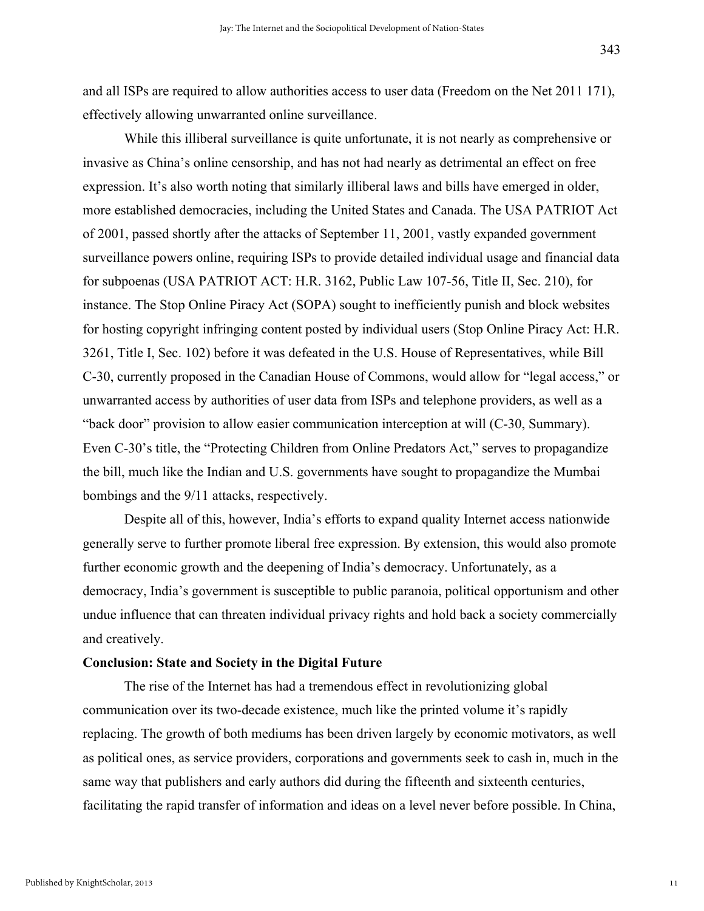and all ISPs are required to allow authorities access to user data (Freedom on the Net 2011 171), effectively allowing unwarranted online surveillance.

While this illiberal surveillance is quite unfortunate, it is not nearly as comprehensive or invasive as China's online censorship, and has not had nearly as detrimental an effect on free expression. It's also worth noting that similarly illiberal laws and bills have emerged in older, more established democracies, including the United States and Canada. The USA PATRIOT Act of 2001, passed shortly after the attacks of September 11, 2001, vastly expanded government surveillance powers online, requiring ISPs to provide detailed individual usage and financial data for subpoenas (USA PATRIOT ACT: H.R. 3162, Public Law 107-56, Title II, Sec. 210), for instance. The Stop Online Piracy Act (SOPA) sought to inefficiently punish and block websites for hosting copyright infringing content posted by individual users (Stop Online Piracy Act: H.R. 3261, Title I, Sec. 102) before it was defeated in the U.S. House of Representatives, while Bill C-30, currently proposed in the Canadian House of Commons, would allow for "legal access," or unwarranted access by authorities of user data from ISPs and telephone providers, as well as a "back door" provision to allow easier communication interception at will (C-30, Summary). Even C-30's title, the "Protecting Children from Online Predators Act," serves to propagandize the bill, much like the Indian and U.S. governments have sought to propagandize the Mumbai bombings and the 9/11 attacks, respectively.

Despite all of this, however, India's efforts to expand quality Internet access nationwide generally serve to further promote liberal free expression. By extension, this would also promote further economic growth and the deepening of India's democracy. Unfortunately, as a democracy, India's government is susceptible to public paranoia, political opportunism and other undue influence that can threaten individual privacy rights and hold back a society commercially and creatively.

**Conclusion: State and Society in the Digital Future**

The rise of the Internet has had a tremendous effect in revolutionizing global communication over its two-decade existence, much like the printed volume it's rapidly replacing. The growth of both mediums has been driven largely by economic motivators, as well as political ones, as service providers, corporations and governments seek to cash in, much in the same way that publishers and early authors did during the fifteenth and sixteenth centuries, facilitating the rapid transfer of information and ideas on a level never before possible. In China,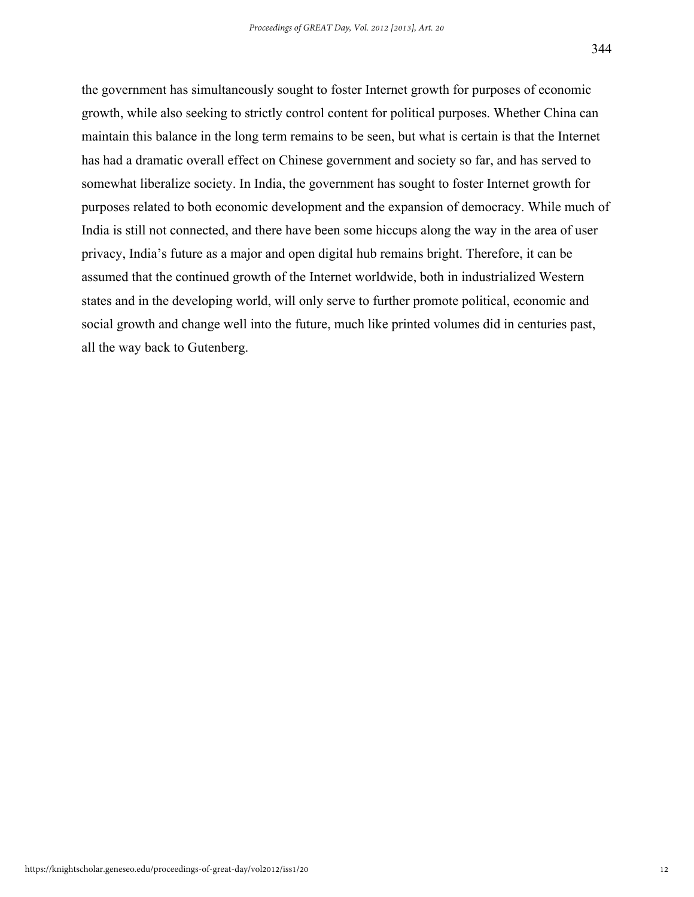the government has simultaneously sought to foster Internet growth for purposes of economic growth, while also seeking to strictly control content for political purposes. Whether China can maintain this balance in the long term remains to be seen, but what is certain is that the Internet has had a dramatic overall effect on Chinese government and society so far, and has served to somewhat liberalize society. In India, the government has sought to foster Internet growth for purposes related to both economic development and the expansion of democracy. While much of India is still not connected, and there have been some hiccups along the way in the area of user privacy, India's future as a major and open digital hub remains bright. Therefore, it can be assumed that the continued growth of the Internet worldwide, both in industrialized Western states and in the developing world, will only serve to further promote political, economic and social growth and change well into the future, much like printed volumes did in centuries past, all the way back to Gutenberg.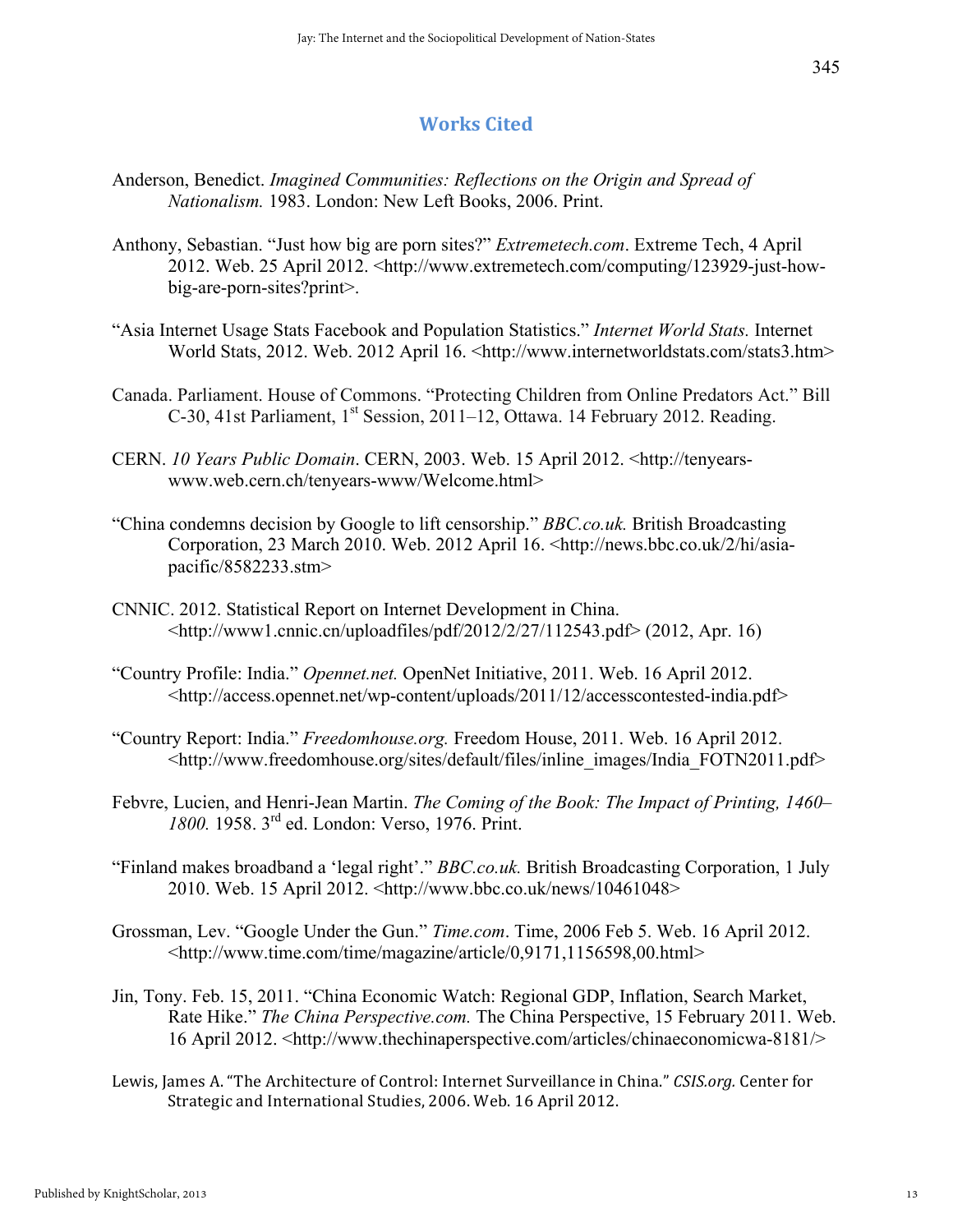## Works Cited

Anderson, Benedict. *Imagined Communities: Reflections on the Origin and Spread of Nationalism.* 1983. London: New Left Books, 2006. Print.

Anthony, Sebastian. "Just how big are porn sites?" *Extremetech.com*. Extreme Tech, 4 April 2012. Web. 25 April 2012. <http://www.extremetech.com/computing/123929-just-how-big-are-porn-sites?print>.

"Asia Internet Usage Stats Facebook and Population Statistics." *Internet World Stats.* Internet World Stats, 2012. Web. 2012 April 16. <http://www.internetworldstats.com/stats3.htm>

Canada. Parliament. House of Commons. "Protecting Children from Online Predators Act." Bill C-30, 41st Parliament, 1st Session, 2011–12, Ottawa. 14 February 2012. Reading.

CERN. *10 Years Public Domain*. CERN, 2003. Web. 15 April 2012. <http://tenyears-www.web.cern.ch/tenyears-www/Welcome.html>

"China condemns decision by Google to lift censorship." *BBC.co.uk.* British Broadcasting Corporation, 23 March 2010. Web. 2012 April 16. <http://news.bbc.co.uk/2/hi/asia-pacific/8582233.stm>

CNNIC. 2012. Statistical Report on Internet Development in China. <http://www1.cnnic.cn/uploadfiles/pdf/2012/2/27/112543.pdf> (2012, Apr. 16)

"Country Profile: India." *Opennet.net.* OpenNet Initiative, 2011. Web. 16 April 2012. <http://access.opennet.net/wp-content/uploads/2011/12/accesscontested-india.pdf>

"Country Report: India." *Freedomhouse.org.* Freedom House, 2011. Web. 16 April 2012. <http://www.freedomhouse.org/sites/default/files/inline_images/India_FOTN2011.pdf>

Febvre, Lucien, and Henri-Jean Martin. *The Coming of the Book: The Impact of Printing, 1460–1800.* 1958. 3rd ed. London: Verso, 1976. Print.

"Finland makes broadband a 'legal right'." *BBC.co.uk.* British Broadcasting Corporation, 1 July 2010. Web. 15 April 2012. <http://www.bbc.co.uk/news/10461048>

Grossman, Lev. "Google Under the Gun." *Time.com*. Time, 2006 Feb 5. Web. 16 April 2012. <http://www.time.com/time/magazine/article/0,9171,1156598,00.html>

Jin, Tony. Feb. 15, 2011. "China Economic Watch: Regional GDP, Inflation, Search Market, Rate Hike." *The China Perspective.com.* The China Perspective, 15 February 2011. Web. 16 April 2012. <http://www.thechinaperspective.com/articles/chinaeconomicwa-8181/>

Lewis, James A. "The Architecture of Control: Internet Surveillance in China." *CSIS.org.* Center for Strategic and International Studies, 2006. Web. 16 April 2012.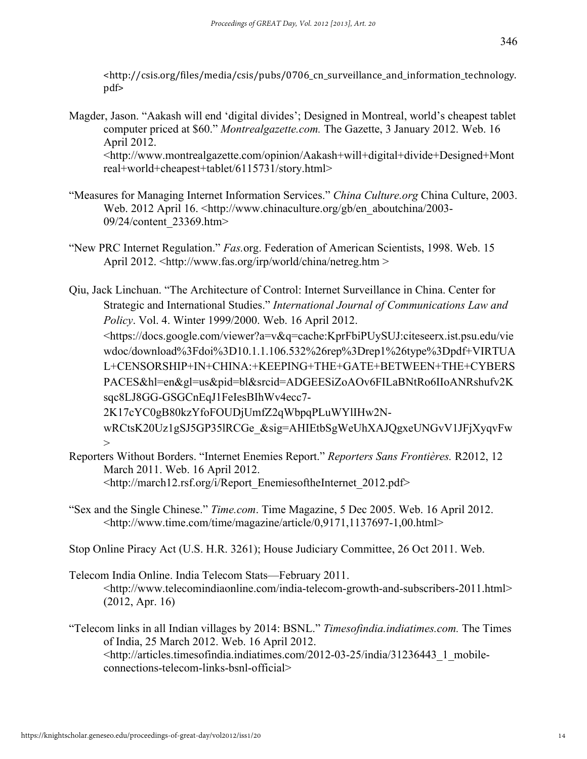<http://csis.org/files/media/csis/pubs/0706_cn_surveillance_and_information_technology.pdf>

Magder, Jason. "Aakash will end 'digital divides'; Designed in Montreal, world's cheapest tablet computer priced at $60." *Montrealgazette.com.* The Gazette, 3 January 2012. Web. 16 April 2012. <http://www.montrealgazette.com/opinion/Aakash+will+digital+divide+Designed+Montreal+world+cheapest+tablet/6115731/story.html>

"Measures for Managing Internet Information Services." *China Culture.org* China Culture, 2003. Web. 2012 April 16. <http://www.chinaculture.org/gb/en_aboutchina/2003-09/24/content_23369.htm>

"New PRC Internet Regulation." *Fas.*org. Federation of American Scientists, 1998. Web. 15 April 2012. <http://www.fas.org/irp/world/china/netreg.htm >

Qiu, Jack Linchuan. "The Architecture of Control: Internet Surveillance in China. Center for Strategic and International Studies." *International Journal of Communications Law and Policy*. Vol. 4. Winter 1999/2000. Web. 16 April 2012. <https://docs.google.com/viewer?a=v&q=cache:KprFbiPUySUJ:citeseerx.ist.psu.edu/viewdoc/download%3Fdoi%3D10.1.1.106.532%26rep%3Drep1%26type%3Dpdf+VIRTUAL+CENSORSHIP+IN+CHINA:+KEEPING+THE+GATE+BETWEEN+THE+CYBERSPACES&hl=en&gl=us&pid=bl&srcid=ADGEESiZoAOv6FILaBNtRo6IIoANRshufv2Ksqc8LJ8GG-GSGCnEqJ1FeIesBIhWv4ecc7-2K17cYC0gB80kzYfoFOUDjUmfZ2qWbpqPLuWYlIHw2N-wRCtsK20Uz1gSJ5GP35lRCGe_&sig=AHIEtbSgWeUhXAJQgxeUNGvV1JFjXyqvFw>

Reporters Without Borders. "Internet Enemies Report." *Reporters Sans Frontières.* R2012, 12 March 2011. Web. 16 April 2012. <http://march12.rsf.org/i/Report_EnemiesoftheInternet_2012.pdf>

"Sex and the Single Chinese." *Time.com*. Time Magazine, 5 Dec 2005. Web. 16 April 2012. <http://www.time.com/time/magazine/article/0,9171,1137697-1,00.html>

Stop Online Piracy Act (U.S. H.R. 3261); House Judiciary Committee, 26 Oct 2011. Web.

Telecom India Online. India Telecom Stats—February 2011. <http://www.telecomindiaonline.com/india-telecom-growth-and-subscribers-2011.html> (2012, Apr. 16)

"Telecom links in all Indian villages by 2014: BSNL." *Timesofindia.indiatimes.com.* The Times of India, 25 March 2012. Web. 16 April 2012. <http://articles.timesofindia.indiatimes.com/2012-03-25/india/31236443_1_mobile-connections-telecom-links-bsnl-official>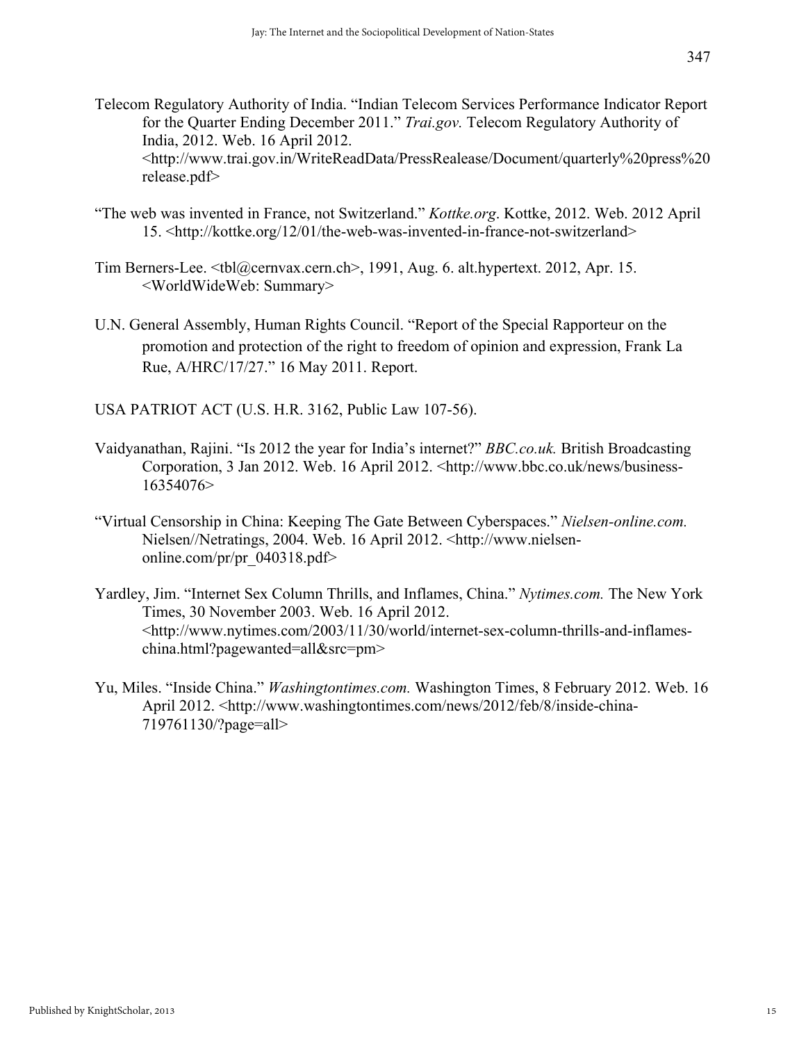Telecom Regulatory Authority of India. "Indian Telecom Services Performance Indicator Report for the Quarter Ending December 2011." *Trai.gov.* Telecom Regulatory Authority of India, 2012. Web. 16 April 2012. <http://www.trai.gov.in/WriteReadData/PressRealease/Document/quarterly%20press%20release.pdf>

"The web was invented in France, not Switzerland." *Kottke.org*. Kottke, 2012. Web. 2012 April 15. <http://kottke.org/12/01/the-web-was-invented-in-france-not-switzerland>

Tim Berners-Lee. <tbl@cernvax.cern.ch>, 1991, Aug. 6. alt.hypertext. 2012, Apr. 15. <WorldWideWeb: Summary>

U.N. General Assembly, Human Rights Council. "Report of the Special Rapporteur on the promotion and protection of the right to freedom of opinion and expression, Frank La Rue, A/HRC/17/27." 16 May 2011. Report.

USA PATRIOT ACT (U.S. H.R. 3162, Public Law 107-56).

Vaidyanathan, Rajini. "Is 2012 the year for India's internet?" *BBC.co.uk.* British Broadcasting Corporation, 3 Jan 2012. Web. 16 April 2012. <http://www.bbc.co.uk/news/business-16354076>

"Virtual Censorship in China: Keeping The Gate Between Cyberspaces." *Nielsen-online.com.* Nielsen//Netratings, 2004. Web. 16 April 2012. <http://www.nielsen-online.com/pr/pr_040318.pdf>

Yardley, Jim. "Internet Sex Column Thrills, and Inflames, China." *Nytimes.com.* The New York Times, 30 November 2003. Web. 16 April 2012. <http://www.nytimes.com/2003/11/30/world/internet-sex-column-thrills-and-inflames-china.html?pagewanted=all&src=pm>

Yu, Miles. "Inside China." *Washingtontimes.com.* Washington Times, 8 February 2012. Web. 16 April 2012. <http://www.washingtontimes.com/news/2012/feb/8/inside-china-719761130/?page=all>